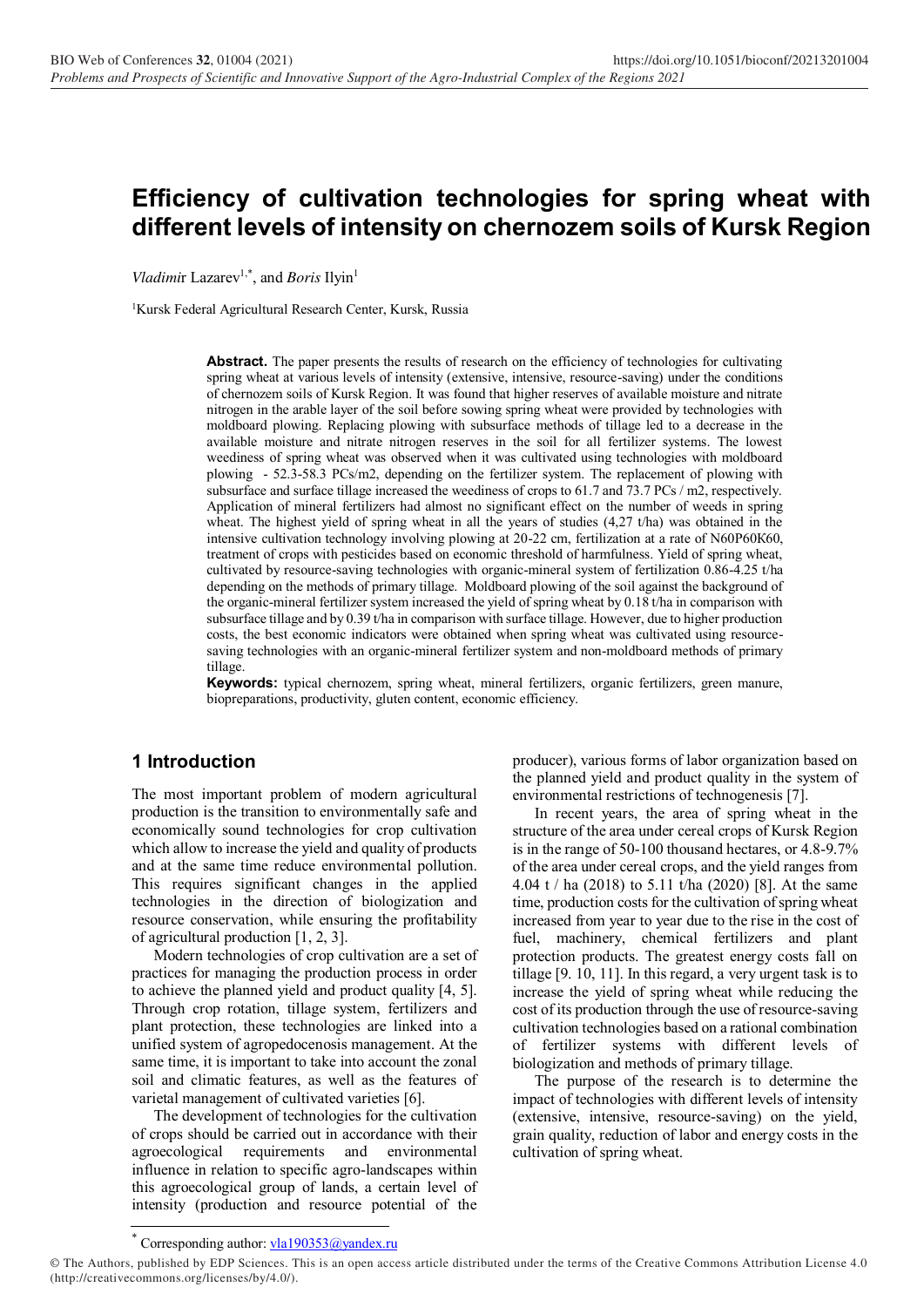# Efficiency of cultivation technologies for spring wheat with different levels of intensity on chernozem soils of Kursk Region

*Vladimir* Lazarev[1,*], and *Boris* Ilyin[1]

[1]Kursk Federal Agricultural Research Center, Kursk, Russia

**Abstract.** The paper presents the results of research on the efficiency of technologies for cultivating spring wheat at various levels of intensity (extensive, intensive, resource-saving) under the conditions of chernozem soils of Kursk Region. It was found that higher reserves of available moisture and nitrate nitrogen in the arable layer of the soil before sowing spring wheat were provided by technologies with moldboard plowing. Replacing plowing with subsurface methods of tillage led to a decrease in the available moisture and nitrate nitrogen reserves in the soil for all fertilizer systems. The lowest weediness of spring wheat was observed when it was cultivated using technologies with moldboard plowing - 52.3-58.3 PCs/m2, depending on the fertilizer system. The replacement of plowing with subsurface and surface tillage increased the weediness of crops to 61.7 and 73.7 PCs / m2, respectively. Application of mineral fertilizers had almost no significant effect on the number of weeds in spring wheat. The highest yield of spring wheat in all the years of studies (4,27 t/ha) was obtained in the intensive cultivation technology involving plowing at 20-22 cm, fertilization at a rate of N60P60K60, treatment of crops with pesticides based on economic threshold of harmfulness. Yield of spring wheat, cultivated by resource-saving technologies with organic-mineral system of fertilization 0.86-4.25 t/ha depending on the methods of primary tillage. Moldboard plowing of the soil against the background of the organic-mineral fertilizer system increased the yield of spring wheat by 0.18 t/ha in comparison with subsurface tillage and by 0.39 t/ha in comparison with surface tillage. However, due to higher production costs, the best economic indicators were obtained when spring wheat was cultivated using resource-saving technologies with an organic-mineral fertilizer system and non-moldboard methods of primary tillage.

**Keywords:** typical chernozem, spring wheat, mineral fertilizers, organic fertilizers, green manure, biopreparations, productivity, gluten content, economic efficiency.

## 1 Introduction

The most important problem of modern agricultural production is the transition to environmentally safe and economically sound technologies for crop cultivation which allow to increase the yield and quality of products and at the same time reduce environmental pollution. This requires significant changes in the applied technologies in the direction of biologization and resource conservation, while ensuring the profitability of agricultural production [1, 2, 3].

Modern technologies of crop cultivation are a set of practices for managing the production process in order to achieve the planned yield and product quality [4, 5]. Through crop rotation, tillage system, fertilizers and plant protection, these technologies are linked into a unified system of agropedocenosis management. At the same time, it is important to take into account the zonal soil and climatic features, as well as the features of varietal management of cultivated varieties [6].

The development of technologies for the cultivation of crops should be carried out in accordance with their agroecological requirements and environmental influence in relation to specific agro-landscapes within this agroecological group of lands, a certain level of intensity (production and resource potential of the producer), various forms of labor organization based on the planned yield and product quality in the system of environmental restrictions of technogenesis [7].

In recent years, the area of spring wheat in the structure of the area under cereal crops of Kursk Region is in the range of 50-100 thousand hectares, or 4.8-9.7% of the area under cereal crops, and the yield ranges from 4.04 t / ha (2018) to 5.11 t/ha (2020) [8]. At the same time, production costs for the cultivation of spring wheat increased from year to year due to the rise in the cost of fuel, machinery, chemical fertilizers and plant protection products. The greatest energy costs fall on tillage [9. 10, 11]. In this regard, a very urgent task is to increase the yield of spring wheat while reducing the cost of its production through the use of resource-saving cultivation technologies based on a rational combination of fertilizer systems with different levels of biologization and methods of primary tillage.

The purpose of the research is to determine the impact of technologies with different levels of intensity (extensive, intensive, resource-saving) on the yield, grain quality, reduction of labor and energy costs in the cultivation of spring wheat.

[*] Corresponding author: vla190353@yandex.ru

© The Authors, published by EDP Sciences. This is an open access article distributed under the terms of the Creative Commons Attribution License 4.0 (http://creativecommons.org/licenses/by/4.0/).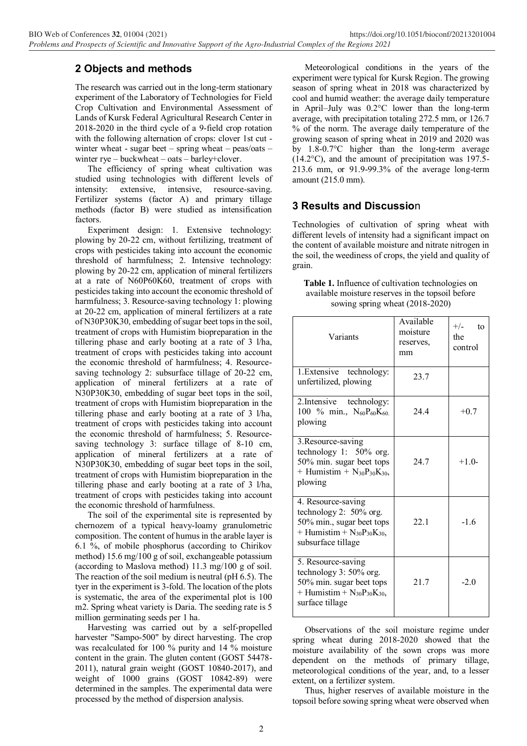## 2 Objects and methods

The research was carried out in the long-term stationary experiment of the Laboratory of Technologies for Field Crop Cultivation and Environmental Assessment of Lands of Kursk Federal Agricultural Research Center in 2018-2020 in the third cycle of a 9-field crop rotation with the following alternation of crops: clover 1st cut - winter wheat - sugar beet – spring wheat – peas/oats – winter rye – buckwheat – oats – barley+clover.

The efficiency of spring wheat cultivation was studied using technologies with different levels of intensity: extensive, intensive, resource-saving. Fertilizer systems (factor A) and primary tillage methods (factor B) were studied as intensification factors.

Experiment design: 1. Extensive technology: plowing by 20-22 cm, without fertilizing, treatment of crops with pesticides taking into account the economic threshold of harmfulness; 2. Intensive technology: plowing by 20-22 cm, application of mineral fertilizers at a rate of N60P60K60, treatment of crops with pesticides taking into account the economic threshold of harmfulness; 3. Resource-saving technology 1: plowing at 20-22 cm, application of mineral fertilizers at a rate of N30P30K30, embedding of sugar beet tops in the soil, treatment of crops with Humistim biopreparation in the tillering phase and early booting at a rate of 3 l/ha, treatment of crops with pesticides taking into account the economic threshold of harmfulness; 4. Resource-saving technology 2: subsurface tillage of 20-22 cm, application of mineral fertilizers at a rate of N30P30K30, embedding of sugar beet tops in the soil, treatment of crops with Humistim biopreparation in the tillering phase and early booting at a rate of 3 l/ha, treatment of crops with pesticides taking into account the economic threshold of harmfulness; 5. Resource-saving technology 3: surface tillage of 8-10 cm, application of mineral fertilizers at a rate of N30P30K30, embedding of sugar beet tops in the soil, treatment of crops with Humistim biopreparation in the tillering phase and early booting at a rate of 3 l/ha, treatment of crops with pesticides taking into account the economic threshold of harmfulness.

The soil of the experimental site is represented by chernozem of a typical heavy-loamy granulometric composition. The content of humus in the arable layer is 6.1 %, of mobile phosphorus (according to Chirikov method) 15.6 mg/100 g of soil, exchangeable potassium (according to Maslova method) 11.3 mg/100 g of soil. The reaction of the soil medium is neutral (pH 6.5). The tyer in the experiment is 3-fold. The location of the plots is systematic, the area of the experimental plot is 100 m2. Spring wheat variety is Daria. The seeding rate is 5 million germinating seeds per 1 ha.

Harvesting was carried out by a self-propelled harvester "Sampo-500" by direct harvesting. The crop was recalculated for 100 % purity and 14 % moisture content in the grain. The gluten content (GOST 54478-2011), natural grain weight (GOST 10840-2017), and weight of 1000 grains (GOST 10842-89) were determined in the samples. The experimental data were processed by the method of dispersion analysis.

Meteorological conditions in the years of the experiment were typical for Kursk Region. The growing season of spring wheat in 2018 was characterized by cool and humid weather: the average daily temperature in April–July was 0.2°C lower than the long-term average, with precipitation totaling 272.5 mm, or 126.7 % of the norm. The average daily temperature of the growing season of spring wheat in 2019 and 2020 was by 1.8-0.7°C higher than the long-term average (14.2°C), and the amount of precipitation was 197.5-213.6 mm, or 91.9-99.3% of the average long-term amount (215.0 mm).

## 3 Results and Discussion

Technologies of cultivation of spring wheat with different levels of intensity had a significant impact on the content of available moisture and nitrate nitrogen in the soil, the weediness of crops, the yield and quality of grain.

**Table 1.** Influence of cultivation technologies on available moisture reserves in the topsoil before sowing spring wheat (2018-2020)

| Variants | Available moisture reserves, mm | +/- to the control |
|---|---|---|
| 1.Extensive technology: unfertilized, plowing | 23.7 | |
| 2.Intensive technology: 100 % min., $N_{60}P_{60}K_{60}$, plowing | 24.4 | +0.7 |
| 3.Resource-saving technology 1: 50% org. 50% min. sugar beet tops + Humistim + $N_{30}P_{30}K_{30}$, plowing | 24.7 | +1.0- |
| 4. Resource-saving technology 2: 50% org. 50% min., sugar beet tops + Humistim + $N_{30}P_{30}K_{30}$, subsurface tillage | 22.1 | -1.6 |
| 5. Resource-saving technology 3: 50% org. 50% min. sugar beet tops + Humistim + $N_{30}P_{30}K_{30}$, surface tillage | 21.7 | -2.0 |

Observations of the soil moisture regime under spring wheat during 2018-2020 showed that the moisture availability of the sown crops was more dependent on the methods of primary tillage, meteorological conditions of the year, and, to a lesser extent, on a fertilizer system.

Thus, higher reserves of available moisture in the topsoil before sowing spring wheat were observed when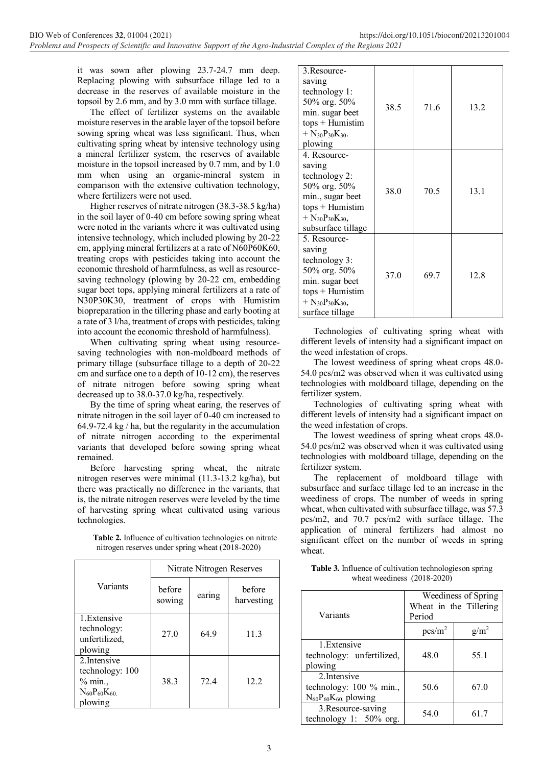it was sown after plowing 23.7-24.7 mm deep. Replacing plowing with subsurface tillage led to a decrease in the reserves of available moisture in the topsoil by 2.6 mm, and by 3.0 mm with surface tillage.

The effect of fertilizer systems on the available moisture reserves in the arable layer of the topsoil before sowing spring wheat was less significant. Thus, when cultivating spring wheat by intensive technology using a mineral fertilizer system, the reserves of available moisture in the topsoil increased by 0.7 mm, and by 1.0 mm when using an organic-mineral system in comparison with the extensive cultivation technology, where fertilizers were not used.

Higher reserves of nitrate nitrogen (38.3-38.5 kg/ha) in the soil layer of 0-40 cm before sowing spring wheat were noted in the variants where it was cultivated using intensive technology, which included plowing by 20-22 cm, applying mineral fertilizers at a rate of N60P60K60, treating crops with pesticides taking into account the economic threshold of harmfulness, as well as resource-saving technology (plowing by 20-22 cm, embedding sugar beet tops, applying mineral fertilizers at a rate of N30P30K30, treatment of crops with Humistim biopreparation in the tillering phase and early booting at a rate of 3 l/ha, treatment of crops with pesticides, taking into account the economic threshold of harmfulness).

When cultivating spring wheat using resource-saving technologies with non-moldboard methods of primary tillage (subsurface tillage to a depth of 20-22 cm and surface one to a depth of 10-12 cm), the reserves of nitrate nitrogen before sowing spring wheat decreased up to 38.0-37.0 kg/ha, respectively.

By the time of spring wheat earing, the reserves of nitrate nitrogen in the soil layer of 0-40 cm increased to 64.9-72.4 kg / ha, but the regularity in the accumulation of nitrate nitrogen according to the experimental variants that developed before sowing spring wheat remained.

Before harvesting spring wheat, the nitrate nitrogen reserves were minimal (11.3-13.2 kg/ha), but there was practically no difference in the variants, that is, the nitrate nitrogen reserves were leveled by the time of harvesting spring wheat cultivated using various technologies.

**Table 2.** Influence of cultivation technologies on nitrate nitrogen reserves under spring wheat (2018-2020)

| Variants | Nitrate Nitrogen Reserves | | |
|---|---|---|---|
| | before sowing | earing | before harvesting |
| 1.Extensive technology: unfertilized, plowing | 27.0 | 64.9 | 11.3 |
| 2.Intensive technology: 100 % min., $N_{60}P_{60}K_{60}$. plowing | 38.3 | 72.4 | 12.2 |
| 3.Resource-saving technology 1: 50% org. 50% min. sugar beet tops + Humistim + $N_{30}P_{30}K_{30}$. plowing | 38.5 | 71.6 | 13.2 |
| 4. Resource-saving technology 2: 50% org. 50% min., sugar beet tops + Humistim + $N_{30}P_{30}K_{30}$, subsurface tillage | 38.0 | 70.5 | 13.1 |
| 5. Resource-saving technology 3: 50% org. 50% min. sugar beet tops + Humistim + $N_{30}P_{30}K_{30}$, surface tillage | 37.0 | 69.7 | 12.8 |

Technologies of cultivating spring wheat with different levels of intensity had a significant impact on the weed infestation of crops.

The lowest weediness of spring wheat crops 48.0-54.0 pcs/m2 was observed when it was cultivated using technologies with moldboard tillage, depending on the fertilizer system.

Technologies of cultivating spring wheat with different levels of intensity had a significant impact on the weed infestation of crops.

The lowest weediness of spring wheat crops 48.0-54.0 pcs/m2 was observed when it was cultivated using technologies with moldboard tillage, depending on the fertilizer system.

The replacement of moldboard tillage with subsurface and surface tillage led to an increase in the weediness of crops. The number of weeds in spring wheat, when cultivated with subsurface tillage, was 57.3 pcs/m2, and 70.7 pcs/m2 with surface tillage. The application of mineral fertilizers had almost no significant effect on the number of weeds in spring wheat.

**Table 3.** Influence of cultivation technologieson spring wheat weediness (2018-2020)

| Variants | Weediness of Spring Wheat in the Tillering Period | |
|---|---|---|
| | pcs/$m^2$ | g/$m^2$ |
| 1.Extensive technology: unfertilized, plowing | 48.0 | 55.1 |
| 2.Intensive technology: 100 % min., $N_{60}P_{60}K_{60}$. plowing | 50.6 | 67.0 |
| 3.Resource-saving technology 1: 50% org. | 54.0 | 61.7 |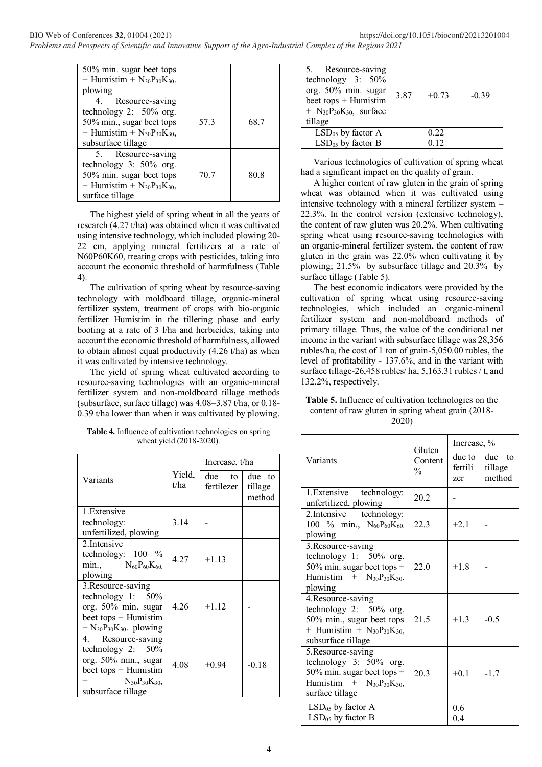| | | |
|---|---|---|
| 50% min. sugar beet tops + Humistim + $N_{30}P_{30}K_{30}$. plowing | | |
| 4. Resource-saving technology 2: 50% org. 50% min., sugar beet tops + Humistim + $N_{30}P_{30}K_{30}$, subsurface tillage | 57.3 | 68.7 |
| 5. Resource-saving technology 3: 50% org. 50% min. sugar beet tops + Humistim + $N_{30}P_{30}K_{30}$, surface tillage | 70.7 | 80.8 |

The highest yield of spring wheat in all the years of research (4.27 t/ha) was obtained when it was cultivated using intensive technology, which included plowing 20-22 cm, applying mineral fertilizers at a rate of N60P60K60, treating crops with pesticides, taking into account the economic threshold of harmfulness (Table 4).

The cultivation of spring wheat by resource-saving technology with moldboard tillage, organic-mineral fertilizer system, treatment of crops with bio-organic fertilizer Humistim in the tillering phase and early booting at a rate of 3 l/ha and herbicides, taking into account the economic threshold of harmfulness, allowed to obtain almost equal productivity (4.26 t/ha) as when it was cultivated by intensive technology.

The yield of spring wheat cultivated according to resource-saving technologies with an organic-mineral fertilizer system and non-moldboard tillage methods (subsurface, surface tillage) was 4.08–3.87 t/ha, or 0.18-0.39 t/ha lower than when it was cultivated by plowing.

**Table 4.** Influence of cultivation technologies on spring wheat yield (2018-2020).

| Variants | Yield, t/ha | Increase, t/ha | |
|---|---|---|---|
| | | due to fertilezer | due to tillage method |
| 1.Extensive technology: unfertilized, plowing | 3.14 | - | |
| 2.Intensive technology: 100 % min., $N_{60}P_{60}K_{60.}$ plowing | 4.27 | +1.13 | |
| 3.Resource-saving technology 1: 50% org. 50% min. sugar beet tops + Humistim + $N_{30}P_{30}K_{30}$. plowing | 4.26 | +1.12 | - |
| 4. Resource-saving technology 2: 50% org. 50% min., sugar beet tops + Humistim + $N_{30}P_{30}K_{30}$, subsurface tillage | 4.08 | +0.94 | -0.18 |
| 5. Resource-saving technology 3: 50% org. 50% min. sugar beet tops + Humistim + $N_{30}P_{30}K_{30}$, surface tillage | 3.87 | +0.73 | -0.39 |
| $LSD_{05}$ by factor A | | 0.22 | |
| $LSD_{05}$ by factor B | | 0.12 | |

Various technologies of cultivation of spring wheat had a significant impact on the quality of grain.

A higher content of raw gluten in the grain of spring wheat was obtained when it was cultivated using intensive technology with a mineral fertilizer system – 22.3%. In the control version (extensive technology), the content of raw gluten was 20.2%. When cultivating spring wheat using resource-saving technologies with an organic-mineral fertilizer system, the content of raw gluten in the grain was 22.0% when cultivating it by plowing; 21.5% by subsurface tillage and 20.3% by surface tillage (Table 5).

The best economic indicators were provided by the cultivation of spring wheat using resource-saving technologies, which included an organic-mineral fertilizer system and non-moldboard methods of primary tillage. Thus, the value of the conditional net income in the variant with subsurface tillage was 28,356 rubles/ha, the cost of 1 ton of grain-5,050.00 rubles, the level of profitability - 137.6%, and in the variant with surface tillage-26,458 rubles/ ha, 5,163.31 rubles / t, and 132.2%, respectively.

**Table 5.** Influence of cultivation technologies on the content of raw gluten in spring wheat grain (2018-2020)

| Variants | Gluten Content % | Increase, % | |
|---|---|---|---|
| | | due to fertilizer | due to tillage method |
| 1.Extensive technology: unfertilized, plowing | 20.2 | - | |
| 2.Intensive technology: 100 % min., $N_{60}P_{60}K_{60.}$ plowing | 22.3 | +2.1 | - |
| 3.Resource-saving technology 1: 50% org. 50% min. sugar beet tops + Humistim + $N_{30}P_{30}K_{30}$. plowing | 22.0 | +1.8 | - |
| 4.Resource-saving technology 2: 50% org. 50% min., sugar beet tops + Humistim + $N_{30}P_{30}K_{30}$, subsurface tillage | 21.5 | +1.3 | -0.5 |
| 5.Resource-saving technology 3: 50% org. 50% min. sugar beet tops + Humistim + $N_{30}P_{30}K_{30}$, surface tillage | 20.3 | +0.1 | -1.7 |
| $LSD_{05}$ by factor A | | 0.6 | |
| $LSD_{05}$ by factor B | | 0.4 | |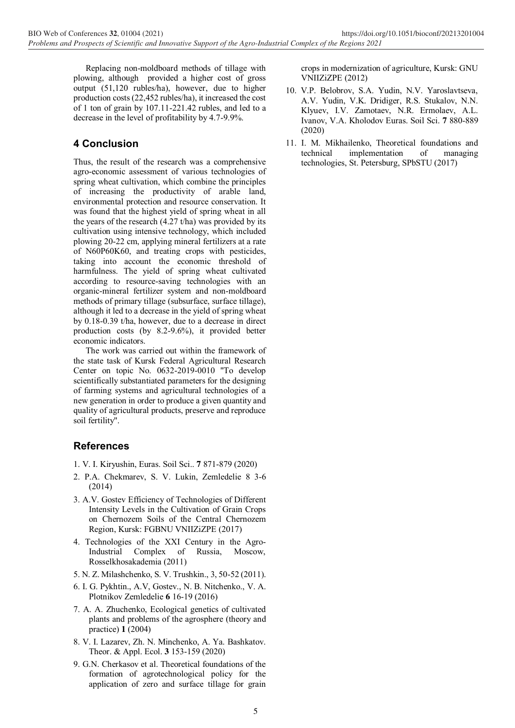Replacing non-moldboard methods of tillage with plowing, although provided a higher cost of gross output (51,120 rubles/ha), however, due to higher production costs (22,452 rubles/ha), it increased the cost of 1 ton of grain by 107.11-221.42 rubles, and led to a decrease in the level of profitability by 4.7-9.9%.

## 4 Conclusion

Thus, the result of the research was a comprehensive agro-economic assessment of various technologies of spring wheat cultivation, which combine the principles of increasing the productivity of arable land, environmental protection and resource conservation. It was found that the highest yield of spring wheat in all the years of the research (4.27 t/ha) was provided by its cultivation using intensive technology, which included plowing 20-22 cm, applying mineral fertilizers at a rate of N60P60K60, and treating crops with pesticides, taking into account the economic threshold of harmfulness. The yield of spring wheat cultivated according to resource-saving technologies with an organic-mineral fertilizer system and non-moldboard methods of primary tillage (subsurface, surface tillage), although it led to a decrease in the yield of spring wheat by 0.18-0.39 t/ha, however, due to a decrease in direct production costs (by 8.2-9.6%), it provided better economic indicators.

The work was carried out within the framework of the state task of Kursk Federal Agricultural Research Center on topic No. 0632-2019-0010 "To develop scientifically substantiated parameters for the designing of farming systems and agricultural technologies of a new generation in order to produce a given quantity and quality of agricultural products, preserve and reproduce soil fertility".

## References

1. V. I. Kiryushin, Euras. Soil Sci.. **7** 871-879 (2020)
2. P.A. Chekmarev, S. V. Lukin, Zemledelie 8 3-6 (2014)
3. A.V. Gostev Efficiency of Technologies of Different Intensity Levels in the Cultivation of Grain Crops on Chernozem Soils of the Central Chernozem Region, Kursk: FGBNU VNIIZiZPE (2017)
4. Technologies of the XXI Century in the Agro-Industrial Complex of Russia, Moscow, Rosselkhosakademia (2011)
5. N. Z. Milashchenko, S. V. Trushkin., 3, 50-52 (2011).
6. I. G. Pykhtin., A.V, Gostev., N. B. Nitchenko., V. A. Plotnikov Zemledelie **6** 16-19 (2016)
7. A. A. Zhuchenko, Ecological genetics of cultivated plants and problems of the agrosphere (theory and practice) **1** (2004)
8. V. I. Lazarev, Zh. N. Minchenko, A. Ya. Bashkatov. Theor. & Appl. Ecol. **3** 153-159 (2020)
9. G.N. Cherkasov et al. Theoretical foundations of the formation of agrotechnological policy for the application of zero and surface tillage for grain crops in modernization of agriculture, Kursk: GNU VNIIZiZPE (2012)
10. V.P. Belobrov, S.A. Yudin, N.V. Yaroslavtseva, A.V. Yudin, V.K. Dridiger, R.S. Stukalov, N.N. Klyuev, I.V. Zamotaev, N.R. Ermolaev, A.L. Ivanov, V.A. Kholodov Euras. Soil Sci. **7** 880-889 (2020)
11. I. M. Mikhailenko, Theoretical foundations and technical implementation of managing technologies, St. Petersburg, SPbSTU (2017)